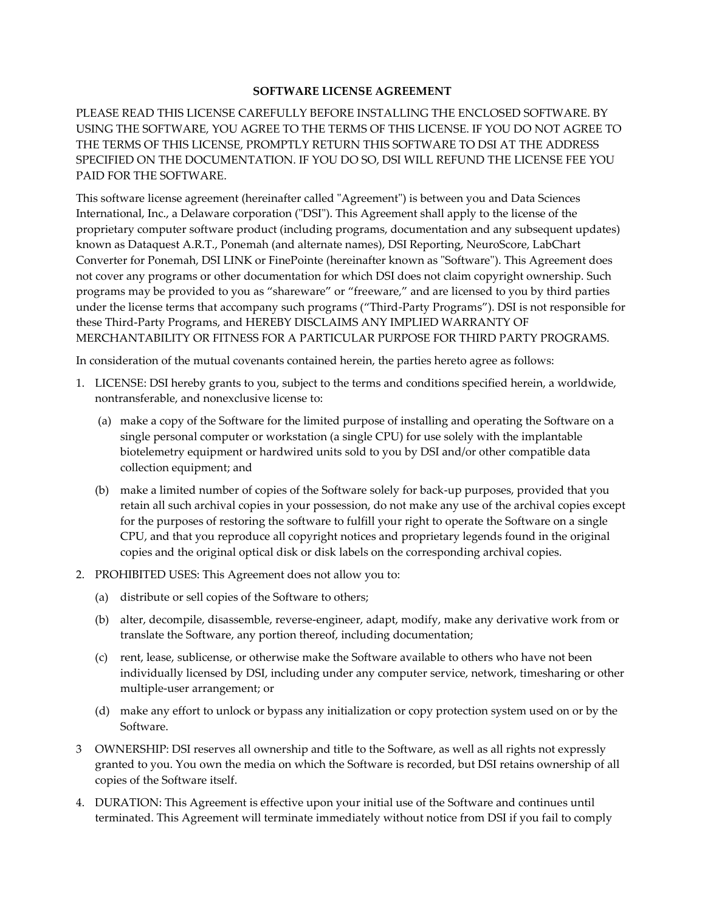**SOFTWARE LICENSE AGREEMENT**

PLEASE READ THIS LICENSE CAREFULLY BEFORE INSTALLING THE ENCLOSED SOFTWARE. BY USING THE SOFTWARE, YOU AGREE TO THE TERMS OF THIS LICENSE. IF YOU DO NOT AGREE TO THE TERMS OF THIS LICENSE, PROMPTLY RETURN THIS SOFTWARE TO DSI AT THE ADDRESS SPECIFIED ON THE DOCUMENTATION. IF YOU DO SO, DSI WILL REFUND THE LICENSE FEE YOU PAID FOR THE SOFTWARE.

This software license agreement (hereinafter called "Agreement") is between you and Data Sciences International, Inc., a Delaware corporation ("DSI"). This Agreement shall apply to the license of the proprietary computer software product (including programs, documentation and any subsequent updates) known as Dataquest A.R.T., Ponemah (and alternate names), DSI Reporting, NeuroScore, LabChart Converter for Ponemah, DSI LINK or FinePointe (hereinafter known as "Software"). This Agreement does not cover any programs or other documentation for which DSI does not claim copyright ownership. Such programs may be provided to you as “shareware” or “freeware,” and are licensed to you by third parties under the license terms that accompany such programs (“Third-Party Programs”). DSI is not responsible for these Third-Party Programs, and HEREBY DISCLAIMS ANY IMPLIED WARRANTY OF MERCHANTABILITY OR FITNESS FOR A PARTICULAR PURPOSE FOR THIRD PARTY PROGRAMS.

In consideration of the mutual covenants contained herein, the parties hereto agree as follows:

1. LICENSE: DSI hereby grants to you, subject to the terms and conditions specified herein, a worldwide, nontransferable, and nonexclusive license to:
   (a) make a copy of the Software for the limited purpose of installing and operating the Software on a single personal computer or workstation (a single CPU) for use solely with the implantable biotelemetry equipment or hardwired units sold to you by DSI and/or other compatible data collection equipment; and
   (b) make a limited number of copies of the Software solely for back-up purposes, provided that you retain all such archival copies in your possession, do not make any use of the archival copies except for the purposes of restoring the software to fulfill your right to operate the Software on a single CPU, and that you reproduce all copyright notices and proprietary legends found in the original copies and the original optical disk or disk labels on the corresponding archival copies.
2. PROHIBITED USES: This Agreement does not allow you to:
   (a) distribute or sell copies of the Software to others;
   (b) alter, decompile, disassemble, reverse-engineer, adapt, modify, make any derivative work from or translate the Software, any portion thereof, including documentation;
   (c) rent, lease, sublicense, or otherwise make the Software available to others who have not been individually licensed by DSI, including under any computer service, network, timesharing or other multiple-user arrangement; or
   (d) make any effort to unlock or bypass any initialization or copy protection system used on or by the Software.
3. OWNERSHIP: DSI reserves all ownership and title to the Software, as well as all rights not expressly granted to you. You own the media on which the Software is recorded, but DSI retains ownership of all copies of the Software itself.
4. DURATION: This Agreement is effective upon your initial use of the Software and continues until terminated. This Agreement will terminate immediately without notice from DSI if you fail to comply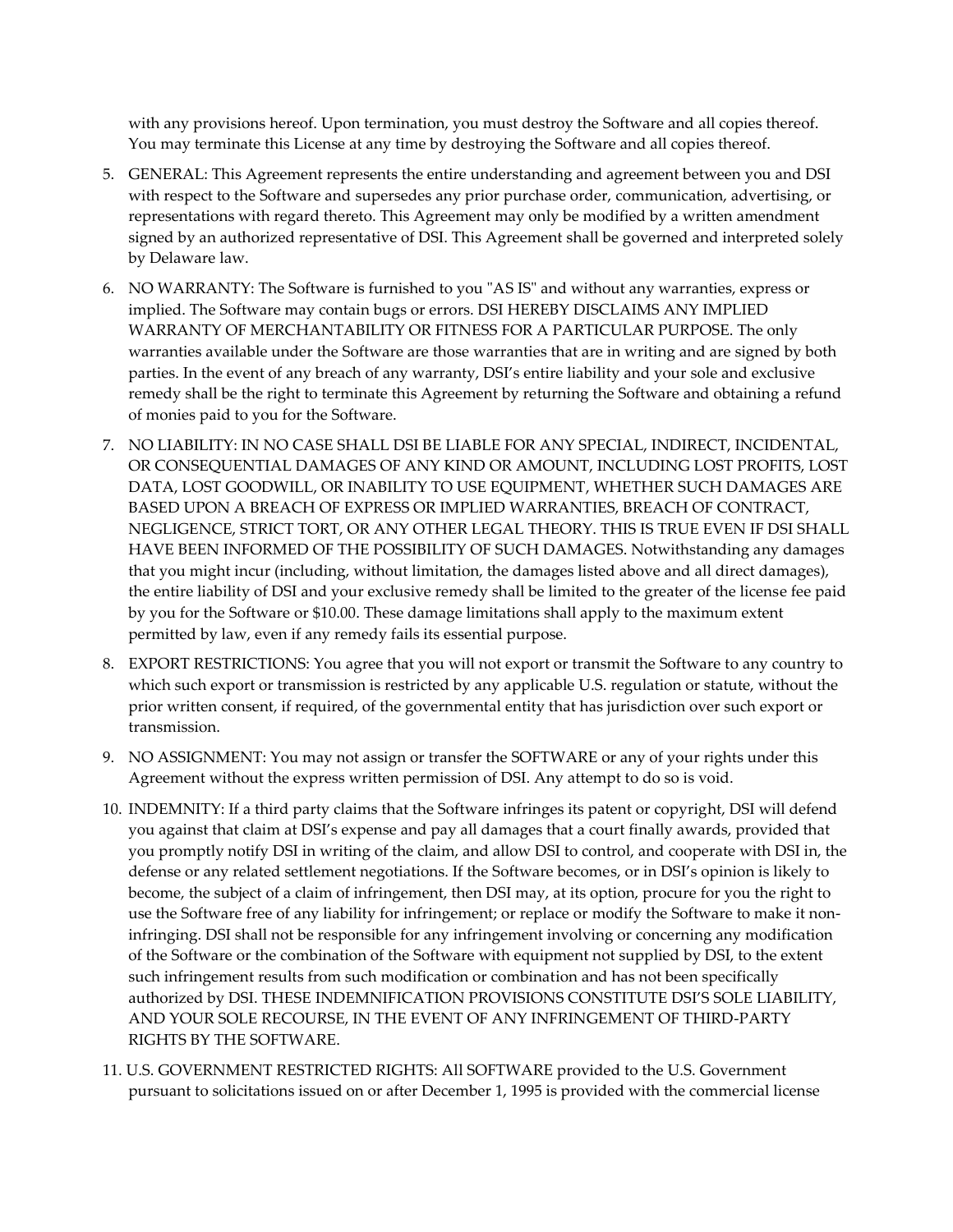with any provisions hereof. Upon termination, you must destroy the Software and all copies thereof. You may terminate this License at any time by destroying the Software and all copies thereof.

5. GENERAL: This Agreement represents the entire understanding and agreement between you and DSI with respect to the Software and supersedes any prior purchase order, communication, advertising, or representations with regard thereto. This Agreement may only be modified by a written amendment signed by an authorized representative of DSI. This Agreement shall be governed and interpreted solely by Delaware law.

6. NO WARRANTY: The Software is furnished to you "AS IS" and without any warranties, express or implied. The Software may contain bugs or errors. DSI HEREBY DISCLAIMS ANY IMPLIED WARRANTY OF MERCHANTABILITY OR FITNESS FOR A PARTICULAR PURPOSE. The only warranties available under the Software are those warranties that are in writing and are signed by both parties. In the event of any breach of any warranty, DSI's entire liability and your sole and exclusive remedy shall be the right to terminate this Agreement by returning the Software and obtaining a refund of monies paid to you for the Software.

7. NO LIABILITY: IN NO CASE SHALL DSI BE LIABLE FOR ANY SPECIAL, INDIRECT, INCIDENTAL, OR CONSEQUENTIAL DAMAGES OF ANY KIND OR AMOUNT, INCLUDING LOST PROFITS, LOST DATA, LOST GOODWILL, OR INABILITY TO USE EQUIPMENT, WHETHER SUCH DAMAGES ARE BASED UPON A BREACH OF EXPRESS OR IMPLIED WARRANTIES, BREACH OF CONTRACT, NEGLIGENCE, STRICT TORT, OR ANY OTHER LEGAL THEORY. THIS IS TRUE EVEN IF DSI SHALL HAVE BEEN INFORMED OF THE POSSIBILITY OF SUCH DAMAGES. Notwithstanding any damages that you might incur (including, without limitation, the damages listed above and all direct damages), the entire liability of DSI and your exclusive remedy shall be limited to the greater of the license fee paid by you for the Software or $10.00. These damage limitations shall apply to the maximum extent permitted by law, even if any remedy fails its essential purpose.

8. EXPORT RESTRICTIONS: You agree that you will not export or transmit the Software to any country to which such export or transmission is restricted by any applicable U.S. regulation or statute, without the prior written consent, if required, of the governmental entity that has jurisdiction over such export or transmission.

9. NO ASSIGNMENT: You may not assign or transfer the SOFTWARE or any of your rights under this Agreement without the express written permission of DSI. Any attempt to do so is void.

10. INDEMNITY: If a third party claims that the Software infringes its patent or copyright, DSI will defend you against that claim at DSI's expense and pay all damages that a court finally awards, provided that you promptly notify DSI in writing of the claim, and allow DSI to control, and cooperate with DSI in, the defense or any related settlement negotiations. If the Software becomes, or in DSI's opinion is likely to become, the subject of a claim of infringement, then DSI may, at its option, procure for you the right to use the Software free of any liability for infringement; or replace or modify the Software to make it non-infringing. DSI shall not be responsible for any infringement involving or concerning any modification of the Software or the combination of the Software with equipment not supplied by DSI, to the extent such infringement results from such modification or combination and has not been specifically authorized by DSI. THESE INDEMNIFICATION PROVISIONS CONSTITUTE DSI'S SOLE LIABILITY, AND YOUR SOLE RECOURSE, IN THE EVENT OF ANY INFRINGEMENT OF THIRD-PARTY RIGHTS BY THE SOFTWARE.

11. U.S. GOVERNMENT RESTRICTED RIGHTS: All SOFTWARE provided to the U.S. Government pursuant to solicitations issued on or after December 1, 1995 is provided with the commercial license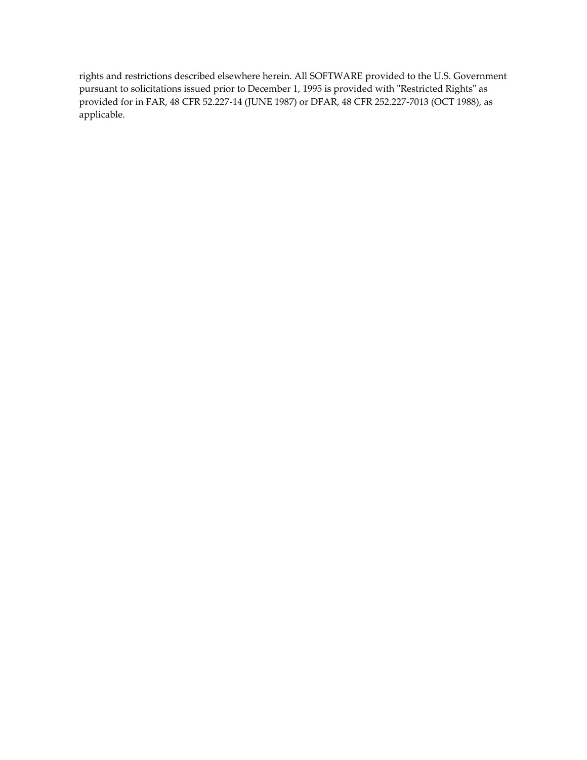rights and restrictions described elsewhere herein. All SOFTWARE provided to the U.S. Government pursuant to solicitations issued prior to December 1, 1995 is provided with "Restricted Rights" as provided for in FAR, 48 CFR 52.227-14 (JUNE 1987) or DFAR, 48 CFR 252.227-7013 (OCT 1988), as applicable.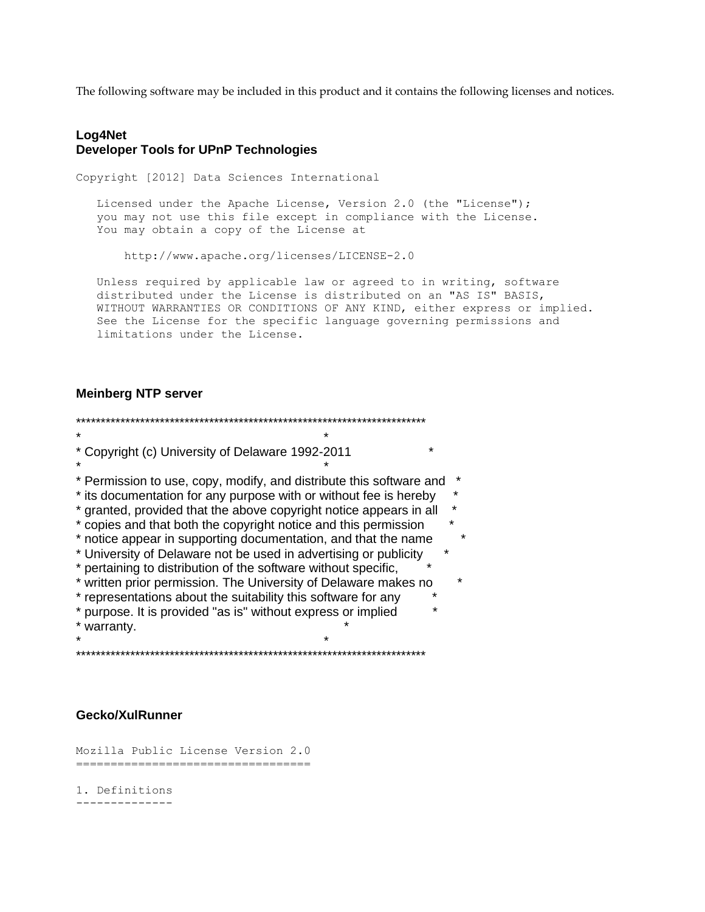The following software may be included in this product and it contains the following licenses and notices.

**Log4Net**
**Developer Tools for UPnP Technologies**

```
Copyright [2012] Data Sciences International

   Licensed under the Apache License, Version 2.0 (the "License");
   you may not use this file except in compliance with the License.
   You may obtain a copy of the License at

       http://www.apache.org/licenses/LICENSE-2.0

   Unless required by applicable law or agreed to in writing, software
   distributed under the License is distributed on an "AS IS" BASIS,
   WITHOUT WARRANTIES OR CONDITIONS OF ANY KIND, either express or implied.
   See the License for the specific language governing permissions and
   limitations under the License.
```

**Meinberg NTP server**

```
***********************************************************************
*                                                                     *
* Copyright (c) University of Delaware 1992-2011                      *
*                                                                     *
* Permission to use, copy, modify, and distribute this software and   *
* its documentation for any purpose with or without fee is hereby     *
* granted, provided that the above copyright notice appears in all    *
* copies and that both the copyright notice and this permission       *
* notice appear in supporting documentation, and that the name        *
* University of Delaware not be used in advertising or publicity      *
* pertaining to distribution of the software without specific,        *
* written prior permission. The University of Delaware makes no       *
* representations about the suitability this software for any        *
* purpose. It is provided "as is" without express or implied         *
* warranty.                                                           *
*                                                                     *
***********************************************************************
```

**Gecko/XulRunner**

```
Mozilla Public License Version 2.0
==================================

1. Definitions
--------------
```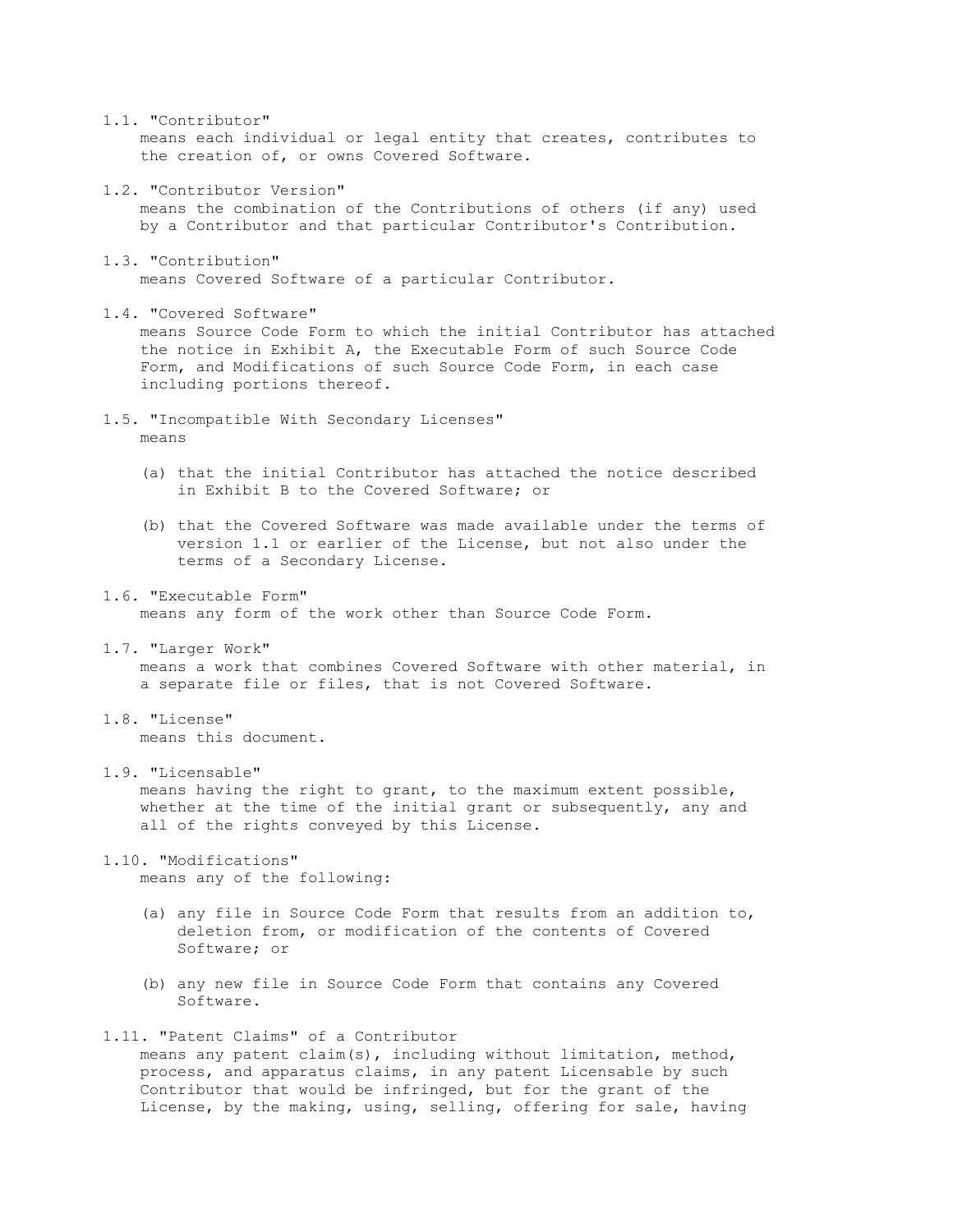1.1. "Contributor"
means each individual or legal entity that creates, contributes to the creation of, or owns Covered Software.

1.2. "Contributor Version"
means the combination of the Contributions of others (if any) used by a Contributor and that particular Contributor's Contribution.

1.3. "Contribution"
means Covered Software of a particular Contributor.

1.4. "Covered Software"
means Source Code Form to which the initial Contributor has attached the notice in Exhibit A, the Executable Form of such Source Code Form, and Modifications of such Source Code Form, in each case including portions thereof.

1.5. "Incompatible With Secondary Licenses"
means

(a) that the initial Contributor has attached the notice described in Exhibit B to the Covered Software; or

(b) that the Covered Software was made available under the terms of version 1.1 or earlier of the License, but not also under the terms of a Secondary License.

1.6. "Executable Form"
means any form of the work other than Source Code Form.

1.7. "Larger Work"
means a work that combines Covered Software with other material, in a separate file or files, that is not Covered Software.

1.8. "License"
means this document.

1.9. "Licensable"
means having the right to grant, to the maximum extent possible, whether at the time of the initial grant or subsequently, any and all of the rights conveyed by this License.

1.10. "Modifications"
means any of the following:

(a) any file in Source Code Form that results from an addition to, deletion from, or modification of the contents of Covered Software; or

(b) any new file in Source Code Form that contains any Covered Software.

1.11. "Patent Claims" of a Contributor
means any patent claim(s), including without limitation, method, process, and apparatus claims, in any patent Licensable by such Contributor that would be infringed, but for the grant of the License, by the making, using, selling, offering for sale, having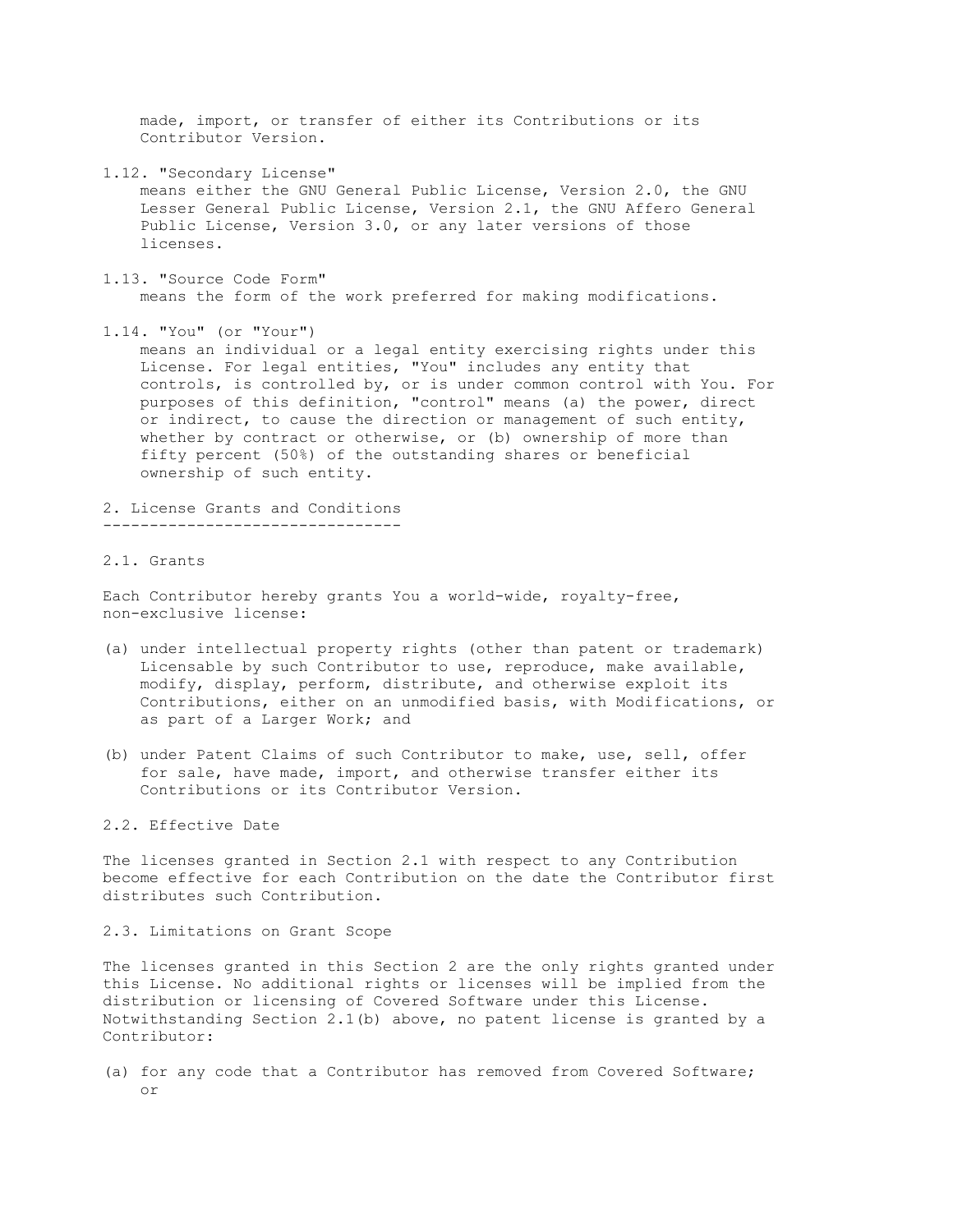made, import, or transfer of either its Contributions or its Contributor Version.

1.12. "Secondary License"
means either the GNU General Public License, Version 2.0, the GNU Lesser General Public License, Version 2.1, the GNU Affero General Public License, Version 3.0, or any later versions of those licenses.

1.13. "Source Code Form"
means the form of the work preferred for making modifications.

1.14. "You" (or "Your")
means an individual or a legal entity exercising rights under this License. For legal entities, "You" includes any entity that controls, is controlled by, or is under common control with You. For purposes of this definition, "control" means (a) the power, direct or indirect, to cause the direction or management of such entity, whether by contract or otherwise, or (b) ownership of more than fifty percent (50%) of the outstanding shares or beneficial ownership of such entity.

## 2. License Grants and Conditions

### 2.1. Grants

Each Contributor hereby grants You a world-wide, royalty-free, non-exclusive license:

(a) under intellectual property rights (other than patent or trademark) Licensable by such Contributor to use, reproduce, make available, modify, display, perform, distribute, and otherwise exploit its Contributions, either on an unmodified basis, with Modifications, or as part of a Larger Work; and

(b) under Patent Claims of such Contributor to make, use, sell, offer for sale, have made, import, and otherwise transfer either its Contributions or its Contributor Version.

### 2.2. Effective Date

The licenses granted in Section 2.1 with respect to any Contribution become effective for each Contribution on the date the Contributor first distributes such Contribution.

### 2.3. Limitations on Grant Scope

The licenses granted in this Section 2 are the only rights granted under this License. No additional rights or licenses will be implied from the distribution or licensing of Covered Software under this License. Notwithstanding Section 2.1(b) above, no patent license is granted by a Contributor:

(a) for any code that a Contributor has removed from Covered Software; or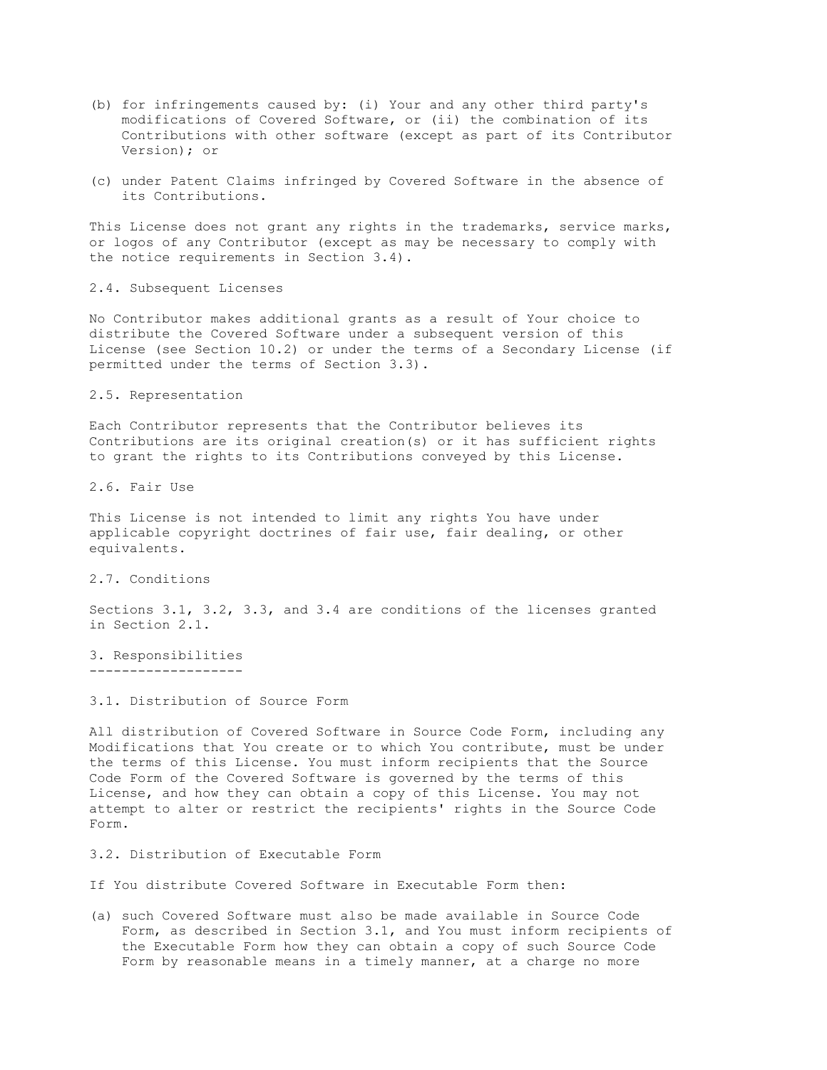(b) for infringements caused by: (i) Your and any other third party's modifications of Covered Software, or (ii) the combination of its Contributions with other software (except as part of its Contributor Version); or

(c) under Patent Claims infringed by Covered Software in the absence of its Contributions.

This License does not grant any rights in the trademarks, service marks, or logos of any Contributor (except as may be necessary to comply with the notice requirements in Section 3.4).

2.4. Subsequent Licenses

No Contributor makes additional grants as a result of Your choice to distribute the Covered Software under a subsequent version of this License (see Section 10.2) or under the terms of a Secondary License (if permitted under the terms of Section 3.3).

2.5. Representation

Each Contributor represents that the Contributor believes its Contributions are its original creation(s) or it has sufficient rights to grant the rights to its Contributions conveyed by this License.

2.6. Fair Use

This License is not intended to limit any rights You have under applicable copyright doctrines of fair use, fair dealing, or other equivalents.

2.7. Conditions

Sections 3.1, 3.2, 3.3, and 3.4 are conditions of the licenses granted in Section 2.1.

## 3. Responsibilities

3.1. Distribution of Source Form

All distribution of Covered Software in Source Code Form, including any Modifications that You create or to which You contribute, must be under the terms of this License. You must inform recipients that the Source Code Form of the Covered Software is governed by the terms of this License, and how they can obtain a copy of this License. You may not attempt to alter or restrict the recipients' rights in the Source Code Form.

3.2. Distribution of Executable Form

If You distribute Covered Software in Executable Form then:

(a) such Covered Software must also be made available in Source Code Form, as described in Section 3.1, and You must inform recipients of the Executable Form how they can obtain a copy of such Source Code Form by reasonable means in a timely manner, at a charge no more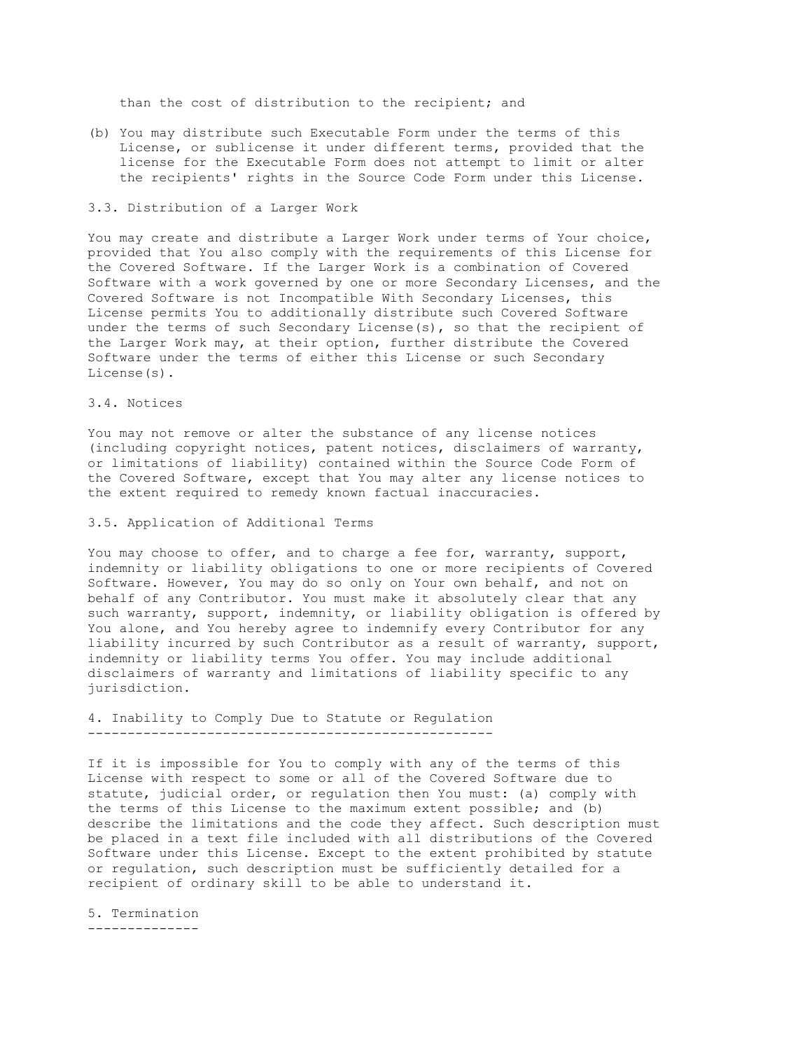than the cost of distribution to the recipient; and

(b) You may distribute such Executable Form under the terms of this License, or sublicense it under different terms, provided that the license for the Executable Form does not attempt to limit or alter the recipients' rights in the Source Code Form under this License.

### 3.3. Distribution of a Larger Work

You may create and distribute a Larger Work under terms of Your choice, provided that You also comply with the requirements of this License for the Covered Software. If the Larger Work is a combination of Covered Software with a work governed by one or more Secondary Licenses, and the Covered Software is not Incompatible With Secondary Licenses, this License permits You to additionally distribute such Covered Software under the terms of such Secondary License(s), so that the recipient of the Larger Work may, at their option, further distribute the Covered Software under the terms of either this License or such Secondary License(s).

### 3.4. Notices

You may not remove or alter the substance of any license notices (including copyright notices, patent notices, disclaimers of warranty, or limitations of liability) contained within the Source Code Form of the Covered Software, except that You may alter any license notices to the extent required to remedy known factual inaccuracies.

### 3.5. Application of Additional Terms

You may choose to offer, and to charge a fee for, warranty, support, indemnity or liability obligations to one or more recipients of Covered Software. However, You may do so only on Your own behalf, and not on behalf of any Contributor. You must make it absolutely clear that any such warranty, support, indemnity, or liability obligation is offered by You alone, and You hereby agree to indemnify every Contributor for any liability incurred by such Contributor as a result of warranty, support, indemnity or liability terms You offer. You may include additional disclaimers of warranty and limitations of liability specific to any jurisdiction.

## 4. Inability to Comply Due to Statute or Regulation

If it is impossible for You to comply with any of the terms of this License with respect to some or all of the Covered Software due to statute, judicial order, or regulation then You must: (a) comply with the terms of this License to the maximum extent possible; and (b) describe the limitations and the code they affect. Such description must be placed in a text file included with all distributions of the Covered Software under this License. Except to the extent prohibited by statute or regulation, such description must be sufficiently detailed for a recipient of ordinary skill to be able to understand it.

## 5. Termination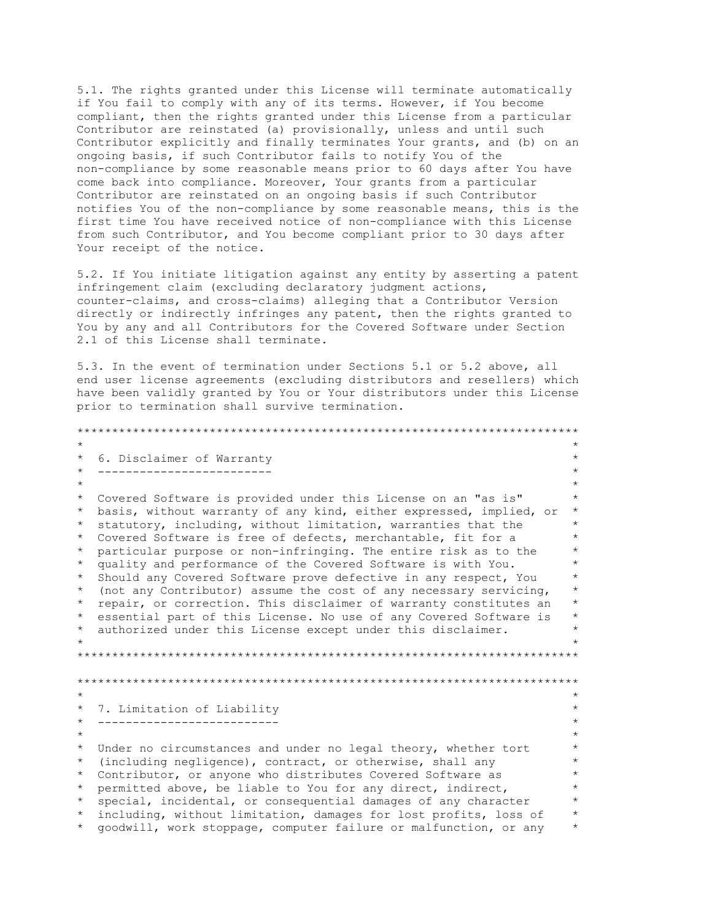5.1. The rights granted under this License will terminate automatically if You fail to comply with any of its terms. However, if You become compliant, then the rights granted under this License from a particular Contributor are reinstated (a) provisionally, unless and until such Contributor explicitly and finally terminates Your grants, and (b) on an ongoing basis, if such Contributor fails to notify You of the non-compliance by some reasonable means prior to 60 days after You have come back into compliance. Moreover, Your grants from a particular Contributor are reinstated on an ongoing basis if such Contributor notifies You of the non-compliance by some reasonable means, this is the first time You have received notice of non-compliance with this License from such Contributor, and You become compliant prior to 30 days after Your receipt of the notice.

5.2. If You initiate litigation against any entity by asserting a patent infringement claim (excluding declaratory judgment actions, counter-claims, and cross-claims) alleging that a Contributor Version directly or indirectly infringes any patent, then the rights granted to You by any and all Contributors for the Covered Software under Section 2.1 of this License shall terminate.

5.3. In the event of termination under Sections 5.1 or 5.2 above, all end user license agreements (excluding distributors and resellers) which have been validly granted by You or Your distributors under this License prior to termination shall survive termination.

```
************************************************************************
*                                                                      *
*  6. Disclaimer of Warranty                                           *
*  -------------------------                                           *
*                                                                      *
*  Covered Software is provided under this License on an "as is"       *
*  basis, without warranty of any kind, either expressed, implied, or  *
*  statutory, including, without limitation, warranties that the       *
*  Covered Software is free of defects, merchantable, fit for a        *
*  particular purpose or non-infringing. The entire risk as to the     *
*  quality and performance of the Covered Software is with You.        *
*  Should any Covered Software prove defective in any respect, You     *
*  (not any Contributor) assume the cost of any necessary servicing,   *
*  repair, or correction. This disclaimer of warranty constitutes an   *
*  essential part of this License. No use of any Covered Software is   *
*  authorized under this License except under this disclaimer.         *
*                                                                      *
************************************************************************

************************************************************************
*                                                                      *
*  7. Limitation of Liability                                          *
*  --------------------------                                          *
*                                                                      *
*  Under no circumstances and under no legal theory, whether tort      *
*  (including negligence), contract, or otherwise, shall any           *
*  Contributor, or anyone who distributes Covered Software as          *
*  permitted above, be liable to You for any direct, indirect,         *
*  special, incidental, or consequential damages of any character      *
*  including, without limitation, damages for lost profits, loss of    *
*  goodwill, work stoppage, computer failure or malfunction, or any    *
```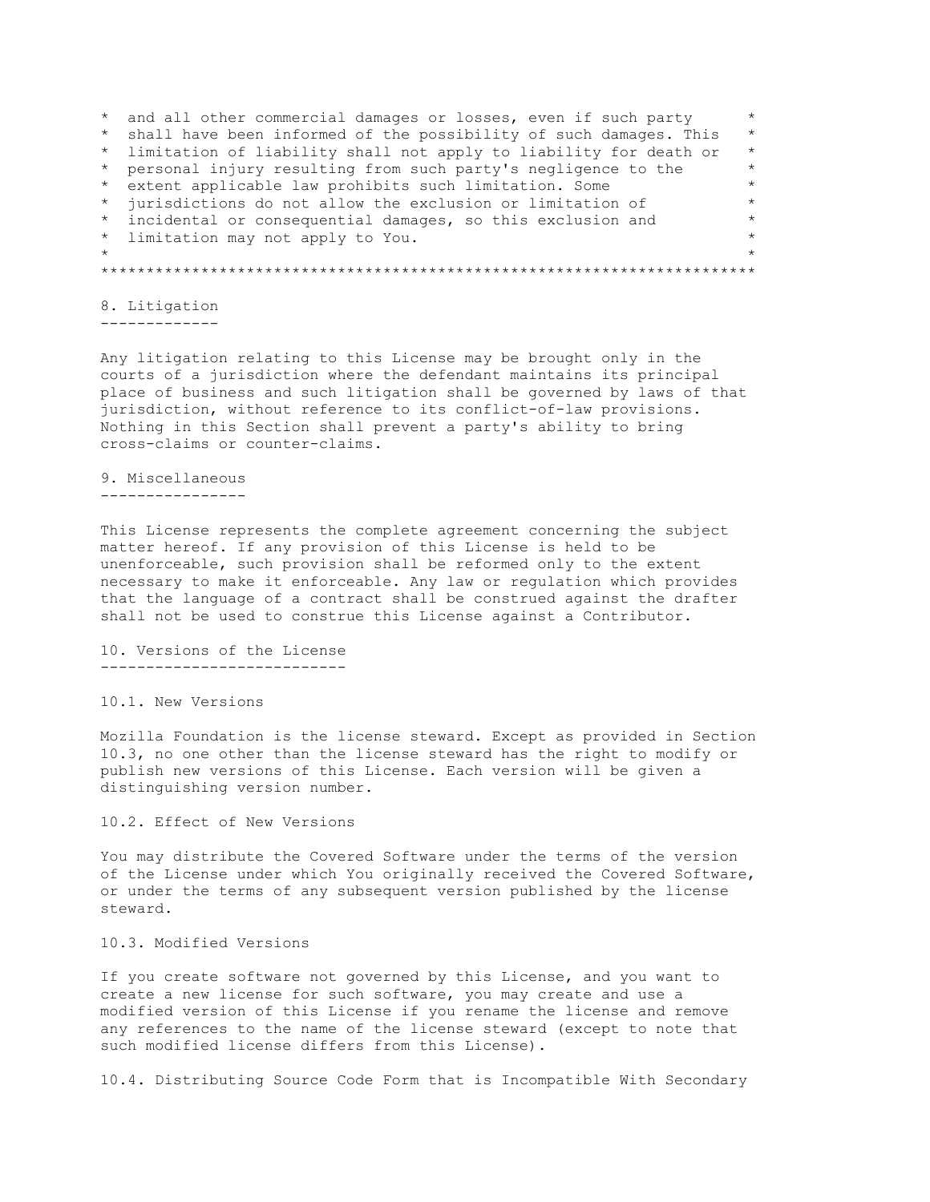```
*  and all other commercial damages or losses, even if such party      *
*  shall have been informed of the possibility of such damages. This   *
*  limitation of liability shall not apply to liability for death or   *
*  personal injury resulting from such party's negligence to the       *
*  extent applicable law prohibits such limitation. Some               *
*  jurisdictions do not allow the exclusion or limitation of           *
*  incidental or consequential damages, so this exclusion and          *
*  limitation may not apply to You.                                    *
*                                                                      *
************************************************************************
```

## 8. Litigation

Any litigation relating to this License may be brought only in the courts of a jurisdiction where the defendant maintains its principal place of business and such litigation shall be governed by laws of that jurisdiction, without reference to its conflict-of-law provisions. Nothing in this Section shall prevent a party's ability to bring cross-claims or counter-claims.

## 9. Miscellaneous

This License represents the complete agreement concerning the subject matter hereof. If any provision of this License is held to be unenforceable, such provision shall be reformed only to the extent necessary to make it enforceable. Any law or regulation which provides that the language of a contract shall be construed against the drafter shall not be used to construe this License against a Contributor.

## 10. Versions of the License

10.1. New Versions

Mozilla Foundation is the license steward. Except as provided in Section 10.3, no one other than the license steward has the right to modify or publish new versions of this License. Each version will be given a distinguishing version number.

10.2. Effect of New Versions

You may distribute the Covered Software under the terms of the version of the License under which You originally received the Covered Software, or under the terms of any subsequent version published by the license steward.

10.3. Modified Versions

If you create software not governed by this License, and you want to create a new license for such software, you may create and use a modified version of this License if you rename the license and remove any references to the name of the license steward (except to note that such modified license differs from this License).

10.4. Distributing Source Code Form that is Incompatible With Secondary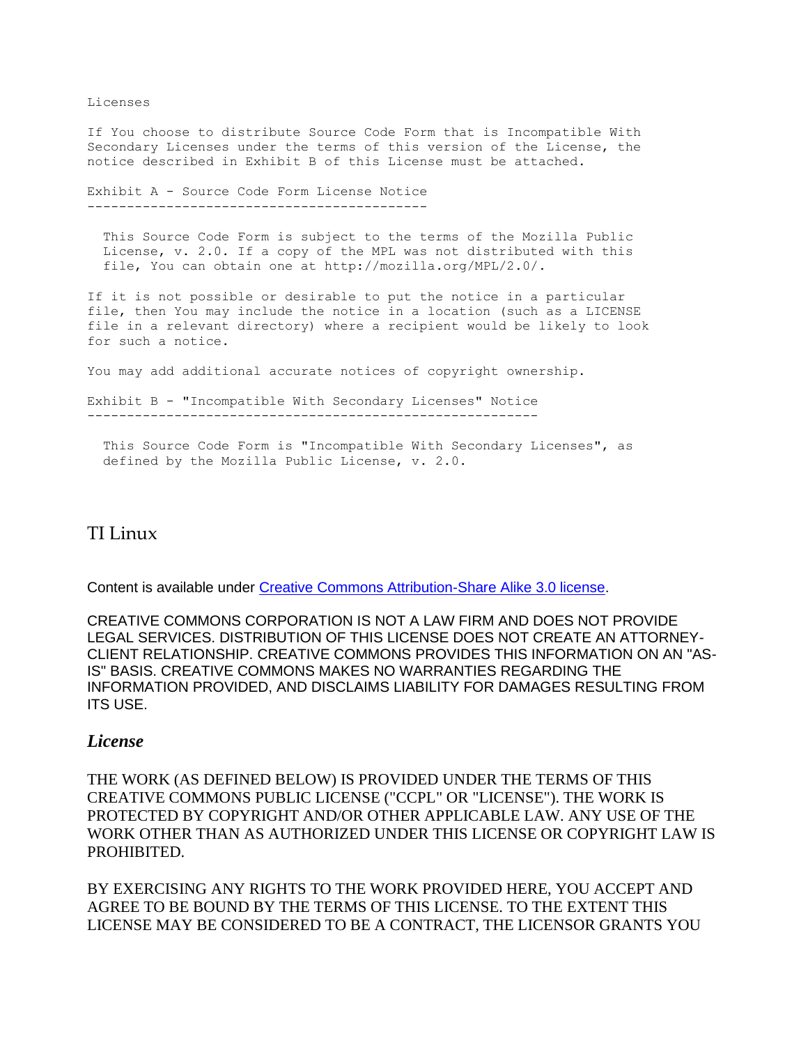```
Licenses

If You choose to distribute Source Code Form that is Incompatible With
Secondary Licenses under the terms of this version of the License, the
notice described in Exhibit B of this License must be attached.

Exhibit A - Source Code Form License Notice
-------------------------------------------

  This Source Code Form is subject to the terms of the Mozilla Public
  License, v. 2.0. If a copy of the MPL was not distributed with this
  file, You can obtain one at http://mozilla.org/MPL/2.0/.

If it is not possible or desirable to put the notice in a particular
file, then You may include the notice in a location (such as a LICENSE
file in a relevant directory) where a recipient would be likely to look
for such a notice.

You may add additional accurate notices of copyright ownership.

Exhibit B - "Incompatible With Secondary Licenses" Notice
---------------------------------------------------------

  This Source Code Form is "Incompatible With Secondary Licenses", as
  defined by the Mozilla Public License, v. 2.0.
```

## TI Linux

Content is available under [Creative Commons Attribution-Share Alike 3.0 license](Creative Commons Attribution-Share Alike 3.0 license).

CREATIVE COMMONS CORPORATION IS NOT A LAW FIRM AND DOES NOT PROVIDE LEGAL SERVICES. DISTRIBUTION OF THIS LICENSE DOES NOT CREATE AN ATTORNEY-CLIENT RELATIONSHIP. CREATIVE COMMONS PROVIDES THIS INFORMATION ON AN "AS-IS" BASIS. CREATIVE COMMONS MAKES NO WARRANTIES REGARDING THE INFORMATION PROVIDED, AND DISCLAIMS LIABILITY FOR DAMAGES RESULTING FROM ITS USE.

### *License*

THE WORK (AS DEFINED BELOW) IS PROVIDED UNDER THE TERMS OF THIS CREATIVE COMMONS PUBLIC LICENSE ("CCPL" OR "LICENSE"). THE WORK IS PROTECTED BY COPYRIGHT AND/OR OTHER APPLICABLE LAW. ANY USE OF THE WORK OTHER THAN AS AUTHORIZED UNDER THIS LICENSE OR COPYRIGHT LAW IS PROHIBITED.

BY EXERCISING ANY RIGHTS TO THE WORK PROVIDED HERE, YOU ACCEPT AND AGREE TO BE BOUND BY THE TERMS OF THIS LICENSE. TO THE EXTENT THIS LICENSE MAY BE CONSIDERED TO BE A CONTRACT, THE LICENSOR GRANTS YOU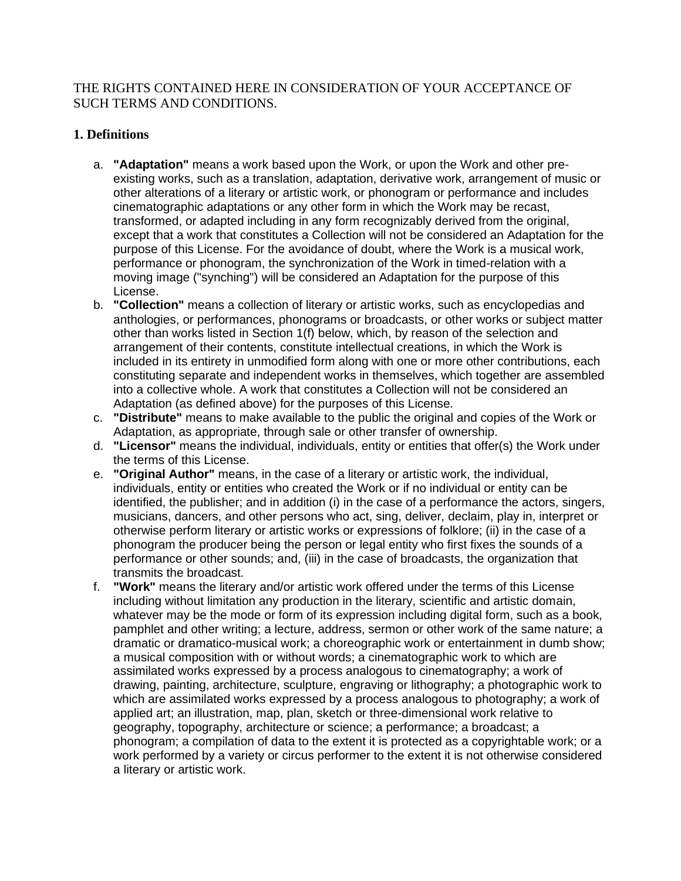THE RIGHTS CONTAINED HERE IN CONSIDERATION OF YOUR ACCEPTANCE OF SUCH TERMS AND CONDITIONS.

**1. Definitions**

a. **"Adaptation"** means a work based upon the Work, or upon the Work and other pre-existing works, such as a translation, adaptation, derivative work, arrangement of music or other alterations of a literary or artistic work, or phonogram or performance and includes cinematographic adaptations or any other form in which the Work may be recast, transformed, or adapted including in any form recognizably derived from the original, except that a work that constitutes a Collection will not be considered an Adaptation for the purpose of this License. For the avoidance of doubt, where the Work is a musical work, performance or phonogram, the synchronization of the Work in timed-relation with a moving image ("synching") will be considered an Adaptation for the purpose of this License.
b. **"Collection"** means a collection of literary or artistic works, such as encyclopedias and anthologies, or performances, phonograms or broadcasts, or other works or subject matter other than works listed in Section 1(f) below, which, by reason of the selection and arrangement of their contents, constitute intellectual creations, in which the Work is included in its entirety in unmodified form along with one or more other contributions, each constituting separate and independent works in themselves, which together are assembled into a collective whole. A work that constitutes a Collection will not be considered an Adaptation (as defined above) for the purposes of this License.
c. **"Distribute"** means to make available to the public the original and copies of the Work or Adaptation, as appropriate, through sale or other transfer of ownership.
d. **"Licensor"** means the individual, individuals, entity or entities that offer(s) the Work under the terms of this License.
e. **"Original Author"** means, in the case of a literary or artistic work, the individual, individuals, entity or entities who created the Work or if no individual or entity can be identified, the publisher; and in addition (i) in the case of a performance the actors, singers, musicians, dancers, and other persons who act, sing, deliver, declaim, play in, interpret or otherwise perform literary or artistic works or expressions of folklore; (ii) in the case of a phonogram the producer being the person or legal entity who first fixes the sounds of a performance or other sounds; and, (iii) in the case of broadcasts, the organization that transmits the broadcast.
f. **"Work"** means the literary and/or artistic work offered under the terms of this License including without limitation any production in the literary, scientific and artistic domain, whatever may be the mode or form of its expression including digital form, such as a book, pamphlet and other writing; a lecture, address, sermon or other work of the same nature; a dramatic or dramatico-musical work; a choreographic work or entertainment in dumb show; a musical composition with or without words; a cinematographic work to which are assimilated works expressed by a process analogous to cinematography; a work of drawing, painting, architecture, sculpture, engraving or lithography; a photographic work to which are assimilated works expressed by a process analogous to photography; a work of applied art; an illustration, map, plan, sketch or three-dimensional work relative to geography, topography, architecture or science; a performance; a broadcast; a phonogram; a compilation of data to the extent it is protected as a copyrightable work; or a work performed by a variety or circus performer to the extent it is not otherwise considered a literary or artistic work.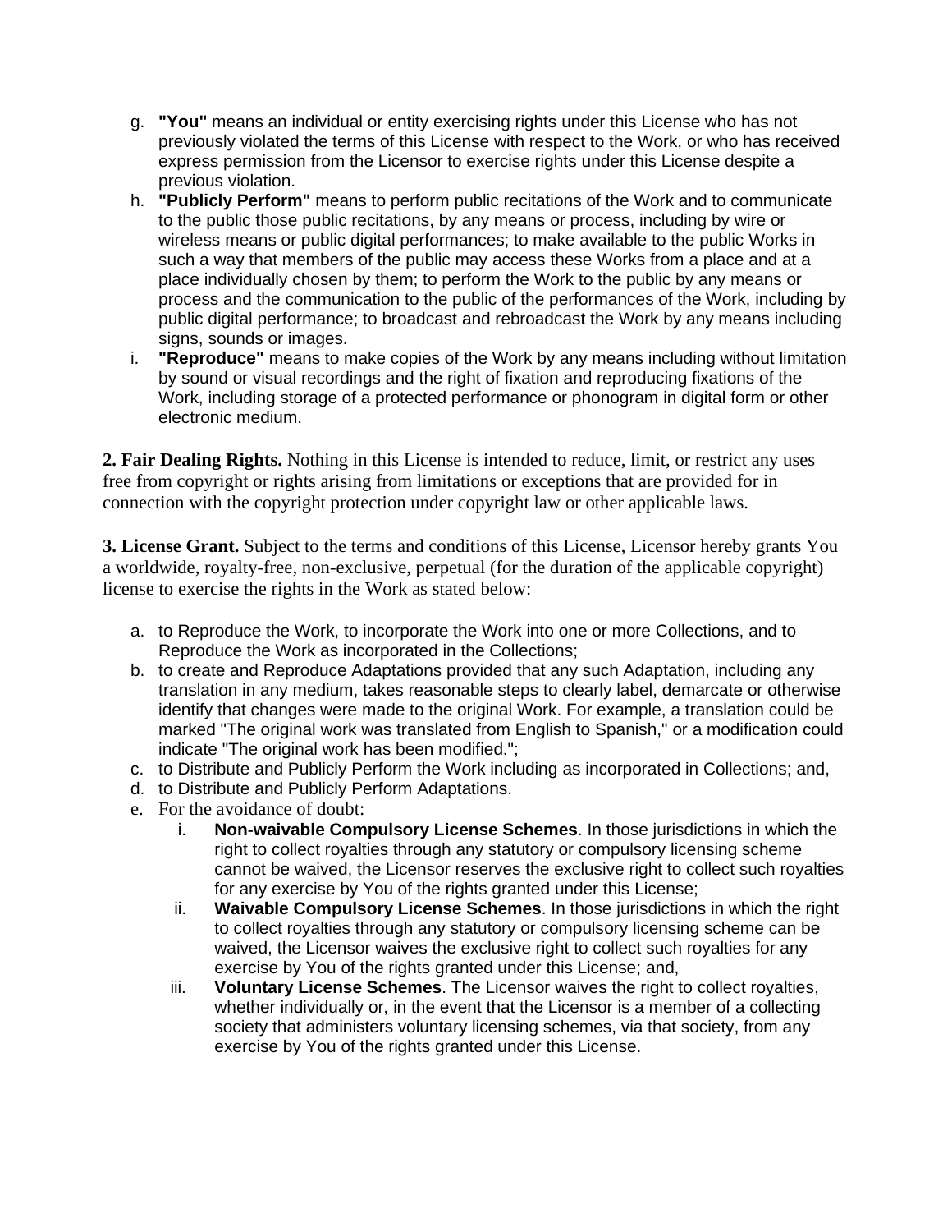g. **"You"** means an individual or entity exercising rights under this License who has not previously violated the terms of this License with respect to the Work, or who has received express permission from the Licensor to exercise rights under this License despite a previous violation.
h. **"Publicly Perform"** means to perform public recitations of the Work and to communicate to the public those public recitations, by any means or process, including by wire or wireless means or public digital performances; to make available to the public Works in such a way that members of the public may access these Works from a place and at a place individually chosen by them; to perform the Work to the public by any means or process and the communication to the public of the performances of the Work, including by public digital performance; to broadcast and rebroadcast the Work by any means including signs, sounds or images.
i. **"Reproduce"** means to make copies of the Work by any means including without limitation by sound or visual recordings and the right of fixation and reproducing fixations of the Work, including storage of a protected performance or phonogram in digital form or other electronic medium.

**2. Fair Dealing Rights.** Nothing in this License is intended to reduce, limit, or restrict any uses free from copyright or rights arising from limitations or exceptions that are provided for in connection with the copyright protection under copyright law or other applicable laws.

**3. License Grant.** Subject to the terms and conditions of this License, Licensor hereby grants You a worldwide, royalty-free, non-exclusive, perpetual (for the duration of the applicable copyright) license to exercise the rights in the Work as stated below:

a. to Reproduce the Work, to incorporate the Work into one or more Collections, and to Reproduce the Work as incorporated in the Collections;
b. to create and Reproduce Adaptations provided that any such Adaptation, including any translation in any medium, takes reasonable steps to clearly label, demarcate or otherwise identify that changes were made to the original Work. For example, a translation could be marked "The original work was translated from English to Spanish," or a modification could indicate "The original work has been modified.";
c. to Distribute and Publicly Perform the Work including as incorporated in Collections; and,
d. to Distribute and Publicly Perform Adaptations.
e. For the avoidance of doubt:
    i. **Non-waivable Compulsory License Schemes**. In those jurisdictions in which the right to collect royalties through any statutory or compulsory licensing scheme cannot be waived, the Licensor reserves the exclusive right to collect such royalties for any exercise by You of the rights granted under this License;
    ii. **Waivable Compulsory License Schemes**. In those jurisdictions in which the right to collect royalties through any statutory or compulsory licensing scheme can be waived, the Licensor waives the exclusive right to collect such royalties for any exercise by You of the rights granted under this License; and,
    iii. **Voluntary License Schemes**. The Licensor waives the right to collect royalties, whether individually or, in the event that the Licensor is a member of a collecting society that administers voluntary licensing schemes, via that society, from any exercise by You of the rights granted under this License.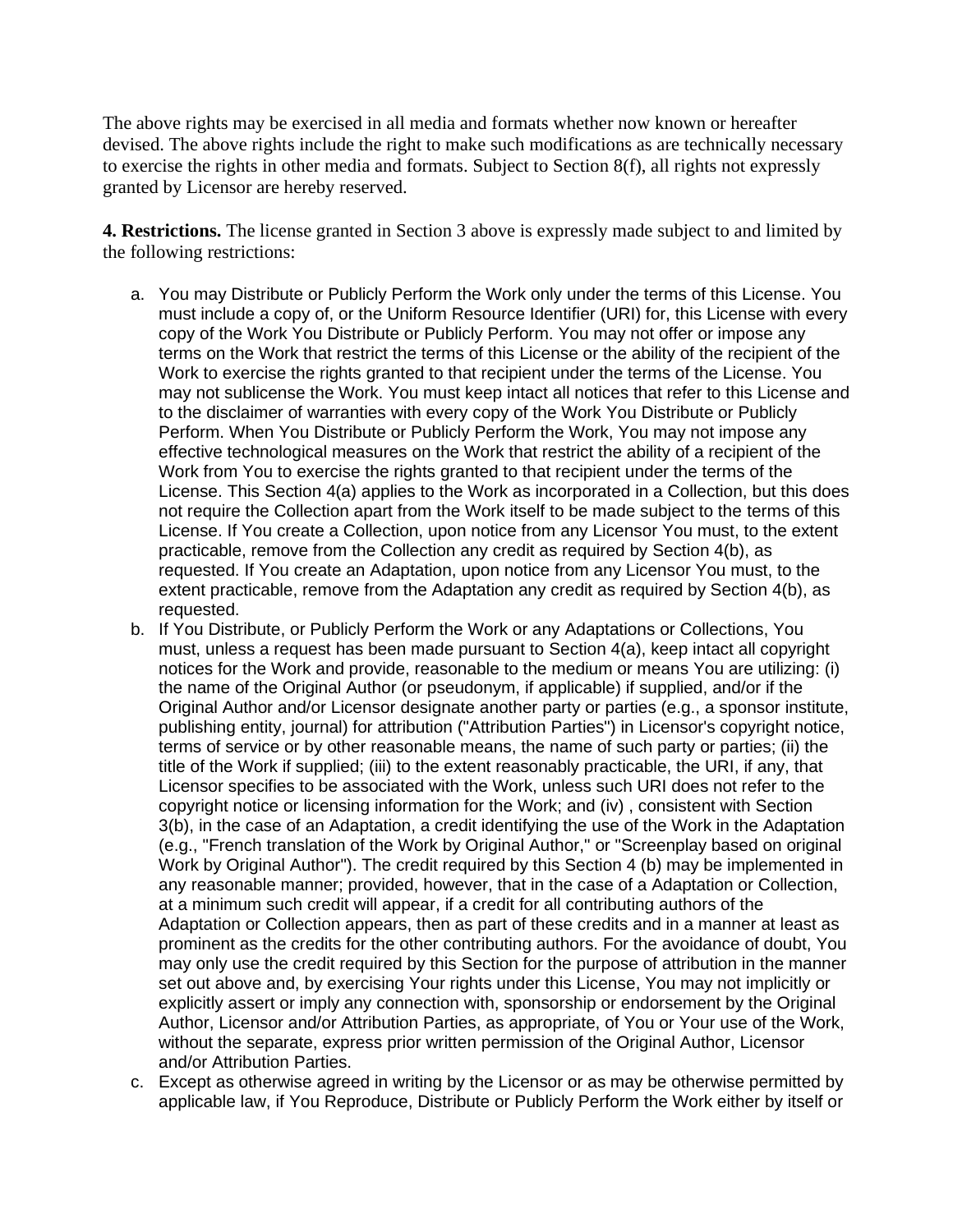The above rights may be exercised in all media and formats whether now known or hereafter devised. The above rights include the right to make such modifications as are technically necessary to exercise the rights in other media and formats. Subject to Section 8(f), all rights not expressly granted by Licensor are hereby reserved.

**4. Restrictions.** The license granted in Section 3 above is expressly made subject to and limited by the following restrictions:

a. You may Distribute or Publicly Perform the Work only under the terms of this License. You must include a copy of, or the Uniform Resource Identifier (URI) for, this License with every copy of the Work You Distribute or Publicly Perform. You may not offer or impose any terms on the Work that restrict the terms of this License or the ability of the recipient of the Work to exercise the rights granted to that recipient under the terms of the License. You may not sublicense the Work. You must keep intact all notices that refer to this License and to the disclaimer of warranties with every copy of the Work You Distribute or Publicly Perform. When You Distribute or Publicly Perform the Work, You may not impose any effective technological measures on the Work that restrict the ability of a recipient of the Work from You to exercise the rights granted to that recipient under the terms of the License. This Section 4(a) applies to the Work as incorporated in a Collection, but this does not require the Collection apart from the Work itself to be made subject to the terms of this License. If You create a Collection, upon notice from any Licensor You must, to the extent practicable, remove from the Collection any credit as required by Section 4(b), as requested. If You create an Adaptation, upon notice from any Licensor You must, to the extent practicable, remove from the Adaptation any credit as required by Section 4(b), as requested.
b. If You Distribute, or Publicly Perform the Work or any Adaptations or Collections, You must, unless a request has been made pursuant to Section 4(a), keep intact all copyright notices for the Work and provide, reasonable to the medium or means You are utilizing: (i) the name of the Original Author (or pseudonym, if applicable) if supplied, and/or if the Original Author and/or Licensor designate another party or parties (e.g., a sponsor institute, publishing entity, journal) for attribution ("Attribution Parties") in Licensor's copyright notice, terms of service or by other reasonable means, the name of such party or parties; (ii) the title of the Work if supplied; (iii) to the extent reasonably practicable, the URI, if any, that Licensor specifies to be associated with the Work, unless such URI does not refer to the copyright notice or licensing information for the Work; and (iv) , consistent with Section 3(b), in the case of an Adaptation, a credit identifying the use of the Work in the Adaptation (e.g., "French translation of the Work by Original Author," or "Screenplay based on original Work by Original Author"). The credit required by this Section 4 (b) may be implemented in any reasonable manner; provided, however, that in the case of a Adaptation or Collection, at a minimum such credit will appear, if a credit for all contributing authors of the Adaptation or Collection appears, then as part of these credits and in a manner at least as prominent as the credits for the other contributing authors. For the avoidance of doubt, You may only use the credit required by this Section for the purpose of attribution in the manner set out above and, by exercising Your rights under this License, You may not implicitly or explicitly assert or imply any connection with, sponsorship or endorsement by the Original Author, Licensor and/or Attribution Parties, as appropriate, of You or Your use of the Work, without the separate, express prior written permission of the Original Author, Licensor and/or Attribution Parties.
c. Except as otherwise agreed in writing by the Licensor or as may be otherwise permitted by applicable law, if You Reproduce, Distribute or Publicly Perform the Work either by itself or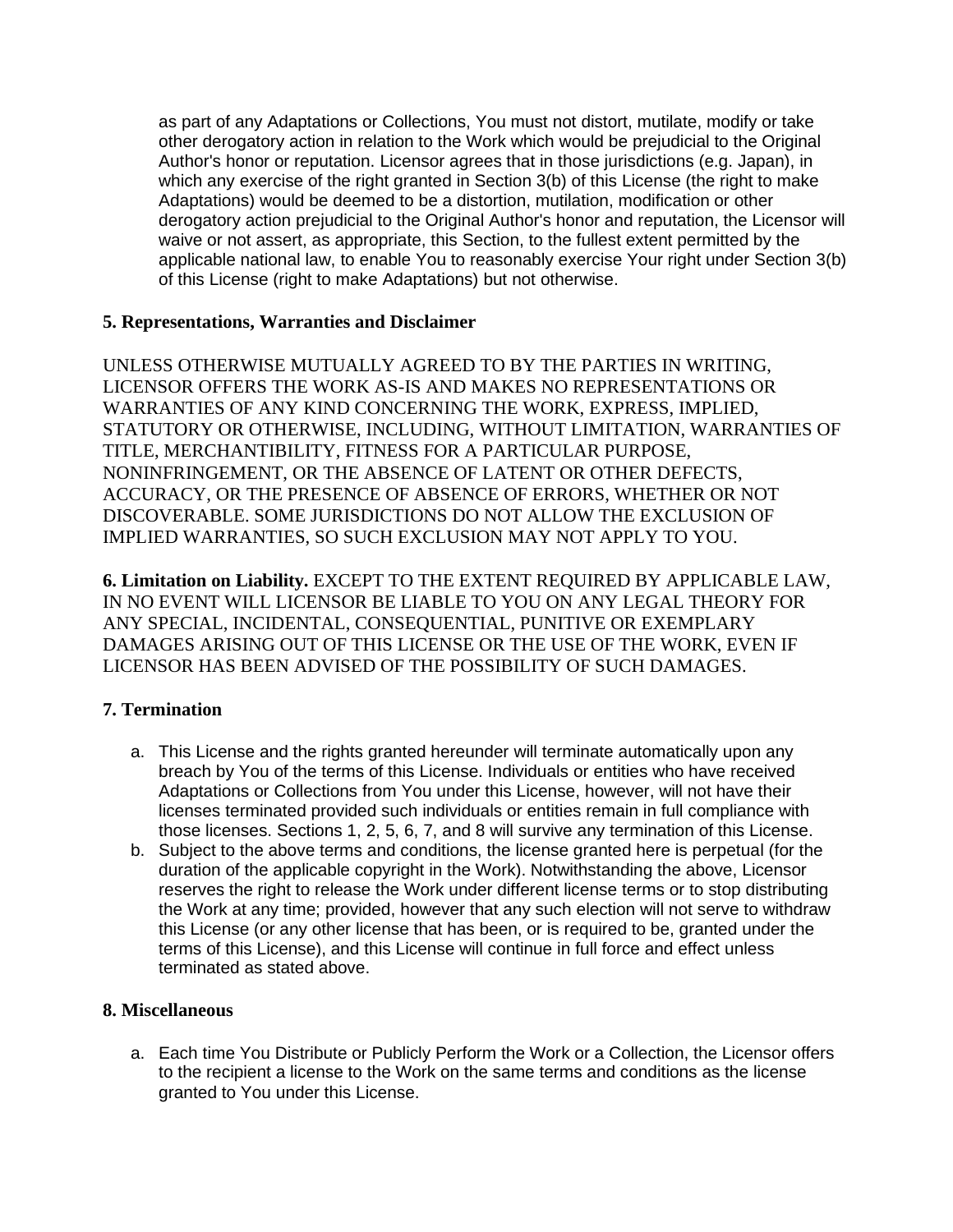as part of any Adaptations or Collections, You must not distort, mutilate, modify or take other derogatory action in relation to the Work which would be prejudicial to the Original Author's honor or reputation. Licensor agrees that in those jurisdictions (e.g. Japan), in which any exercise of the right granted in Section 3(b) of this License (the right to make Adaptations) would be deemed to be a distortion, mutilation, modification or other derogatory action prejudicial to the Original Author's honor and reputation, the Licensor will waive or not assert, as appropriate, this Section, to the fullest extent permitted by the applicable national law, to enable You to reasonably exercise Your right under Section 3(b) of this License (right to make Adaptations) but not otherwise.

### 5. Representations, Warranties and Disclaimer

UNLESS OTHERWISE MUTUALLY AGREED TO BY THE PARTIES IN WRITING, LICENSOR OFFERS THE WORK AS-IS AND MAKES NO REPRESENTATIONS OR WARRANTIES OF ANY KIND CONCERNING THE WORK, EXPRESS, IMPLIED, STATUTORY OR OTHERWISE, INCLUDING, WITHOUT LIMITATION, WARRANTIES OF TITLE, MERCHANTIBILITY, FITNESS FOR A PARTICULAR PURPOSE, NONINFRINGEMENT, OR THE ABSENCE OF LATENT OR OTHER DEFECTS, ACCURACY, OR THE PRESENCE OF ABSENCE OF ERRORS, WHETHER OR NOT DISCOVERABLE. SOME JURISDICTIONS DO NOT ALLOW THE EXCLUSION OF IMPLIED WARRANTIES, SO SUCH EXCLUSION MAY NOT APPLY TO YOU.

**6. Limitation on Liability.** EXCEPT TO THE EXTENT REQUIRED BY APPLICABLE LAW, IN NO EVENT WILL LICENSOR BE LIABLE TO YOU ON ANY LEGAL THEORY FOR ANY SPECIAL, INCIDENTAL, CONSEQUENTIAL, PUNITIVE OR EXEMPLARY DAMAGES ARISING OUT OF THIS LICENSE OR THE USE OF THE WORK, EVEN IF LICENSOR HAS BEEN ADVISED OF THE POSSIBILITY OF SUCH DAMAGES.

### 7. Termination

a. This License and the rights granted hereunder will terminate automatically upon any breach by You of the terms of this License. Individuals or entities who have received Adaptations or Collections from You under this License, however, will not have their licenses terminated provided such individuals or entities remain in full compliance with those licenses. Sections 1, 2, 5, 6, 7, and 8 will survive any termination of this License.
b. Subject to the above terms and conditions, the license granted here is perpetual (for the duration of the applicable copyright in the Work). Notwithstanding the above, Licensor reserves the right to release the Work under different license terms or to stop distributing the Work at any time; provided, however that any such election will not serve to withdraw this License (or any other license that has been, or is required to be, granted under the terms of this License), and this License will continue in full force and effect unless terminated as stated above.

### 8. Miscellaneous

a. Each time You Distribute or Publicly Perform the Work or a Collection, the Licensor offers to the recipient a license to the Work on the same terms and conditions as the license granted to You under this License.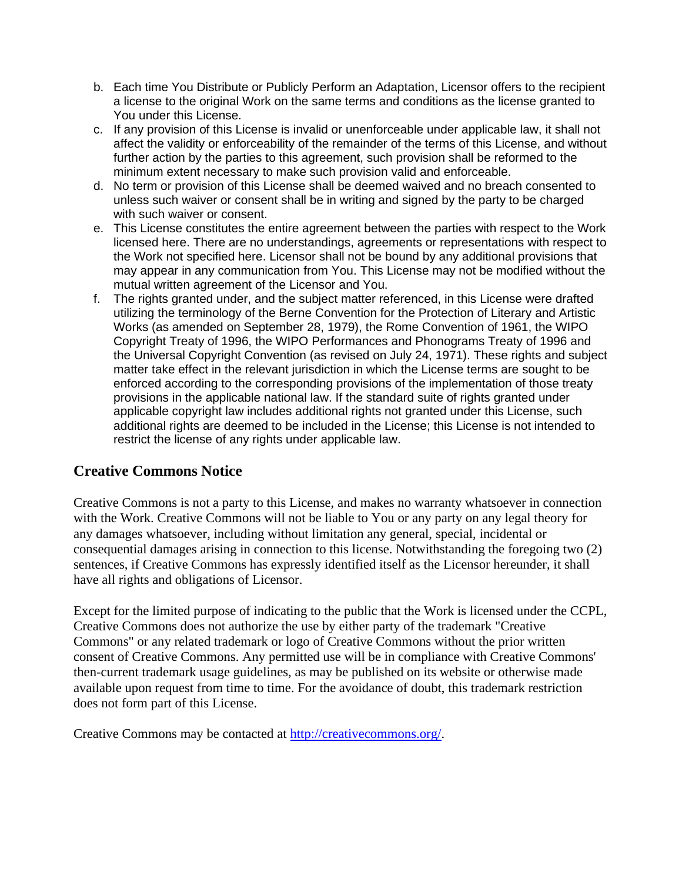b. Each time You Distribute or Publicly Perform an Adaptation, Licensor offers to the recipient a license to the original Work on the same terms and conditions as the license granted to You under this License.
c. If any provision of this License is invalid or unenforceable under applicable law, it shall not affect the validity or enforceability of the remainder of the terms of this License, and without further action by the parties to this agreement, such provision shall be reformed to the minimum extent necessary to make such provision valid and enforceable.
d. No term or provision of this License shall be deemed waived and no breach consented to unless such waiver or consent shall be in writing and signed by the party to be charged with such waiver or consent.
e. This License constitutes the entire agreement between the parties with respect to the Work licensed here. There are no understandings, agreements or representations with respect to the Work not specified here. Licensor shall not be bound by any additional provisions that may appear in any communication from You. This License may not be modified without the mutual written agreement of the Licensor and You.
f. The rights granted under, and the subject matter referenced, in this License were drafted utilizing the terminology of the Berne Convention for the Protection of Literary and Artistic Works (as amended on September 28, 1979), the Rome Convention of 1961, the WIPO Copyright Treaty of 1996, the WIPO Performances and Phonograms Treaty of 1996 and the Universal Copyright Convention (as revised on July 24, 1971). These rights and subject matter take effect in the relevant jurisdiction in which the License terms are sought to be enforced according to the corresponding provisions of the implementation of those treaty provisions in the applicable national law. If the standard suite of rights granted under applicable copyright law includes additional rights not granted under this License, such additional rights are deemed to be included in the License; this License is not intended to restrict the license of any rights under applicable law.

## Creative Commons Notice

Creative Commons is not a party to this License, and makes no warranty whatsoever in connection with the Work. Creative Commons will not be liable to You or any party on any legal theory for any damages whatsoever, including without limitation any general, special, incidental or consequential damages arising in connection to this license. Notwithstanding the foregoing two (2) sentences, if Creative Commons has expressly identified itself as the Licensor hereunder, it shall have all rights and obligations of Licensor.

Except for the limited purpose of indicating to the public that the Work is licensed under the CCPL, Creative Commons does not authorize the use by either party of the trademark "Creative Commons" or any related trademark or logo of Creative Commons without the prior written consent of Creative Commons. Any permitted use will be in compliance with Creative Commons' then-current trademark usage guidelines, as may be published on its website or otherwise made available upon request from time to time. For the avoidance of doubt, this trademark restriction does not form part of this License.

Creative Commons may be contacted at [http://creativecommons.org/](http://creativecommons.org/).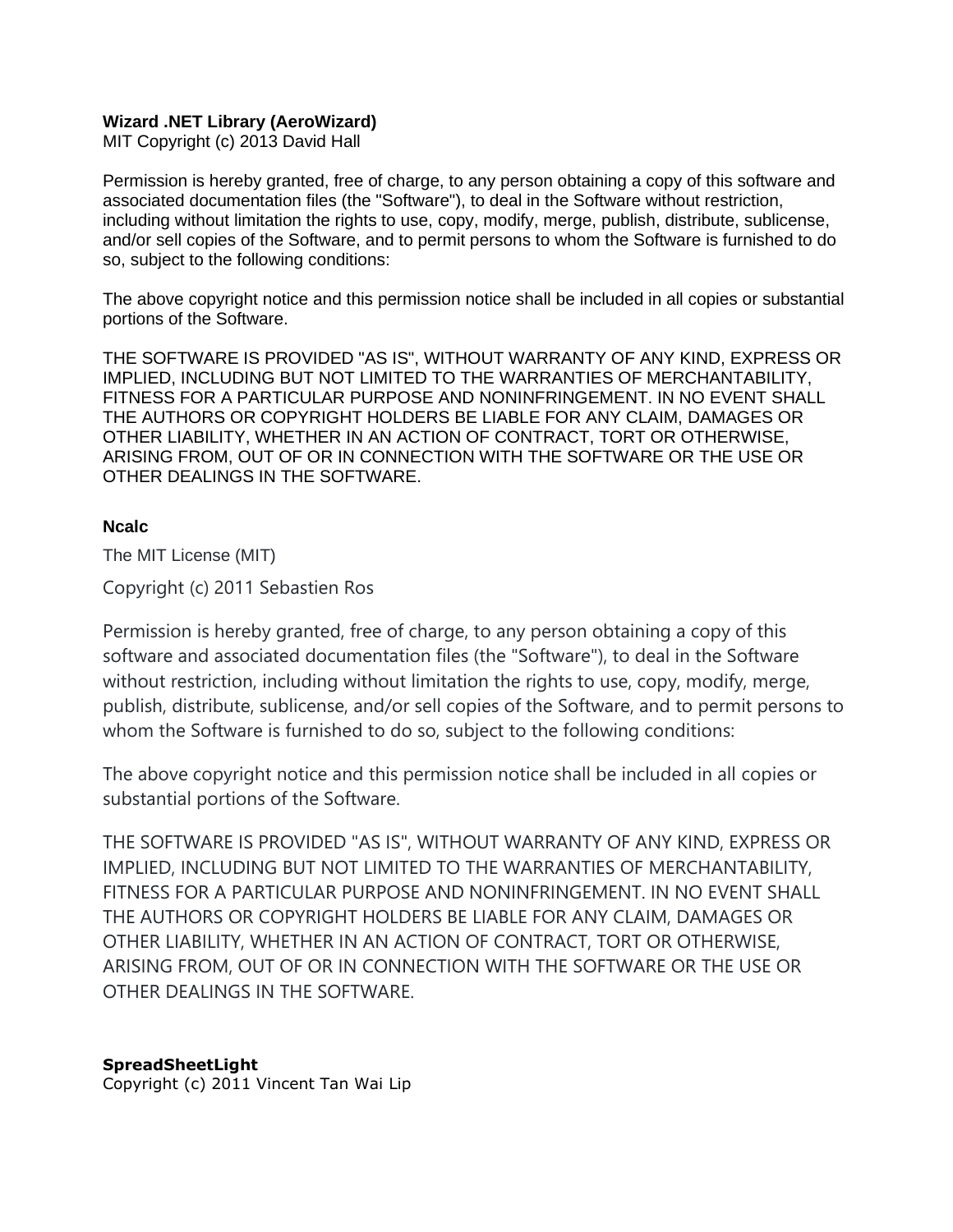**Wizard .NET Library (AeroWizard)**
MIT Copyright (c) 2013 David Hall

Permission is hereby granted, free of charge, to any person obtaining a copy of this software and associated documentation files (the "Software"), to deal in the Software without restriction, including without limitation the rights to use, copy, modify, merge, publish, distribute, sublicense, and/or sell copies of the Software, and to permit persons to whom the Software is furnished to do so, subject to the following conditions:

The above copyright notice and this permission notice shall be included in all copies or substantial portions of the Software.

THE SOFTWARE IS PROVIDED "AS IS", WITHOUT WARRANTY OF ANY KIND, EXPRESS OR IMPLIED, INCLUDING BUT NOT LIMITED TO THE WARRANTIES OF MERCHANTABILITY, FITNESS FOR A PARTICULAR PURPOSE AND NONINFRINGEMENT. IN NO EVENT SHALL THE AUTHORS OR COPYRIGHT HOLDERS BE LIABLE FOR ANY CLAIM, DAMAGES OR OTHER LIABILITY, WHETHER IN AN ACTION OF CONTRACT, TORT OR OTHERWISE, ARISING FROM, OUT OF OR IN CONNECTION WITH THE SOFTWARE OR THE USE OR OTHER DEALINGS IN THE SOFTWARE.

**Ncalc**

The MIT License (MIT)

Copyright (c) 2011 Sebastien Ros

Permission is hereby granted, free of charge, to any person obtaining a copy of this software and associated documentation files (the "Software"), to deal in the Software without restriction, including without limitation the rights to use, copy, modify, merge, publish, distribute, sublicense, and/or sell copies of the Software, and to permit persons to whom the Software is furnished to do so, subject to the following conditions:

The above copyright notice and this permission notice shall be included in all copies or substantial portions of the Software.

THE SOFTWARE IS PROVIDED "AS IS", WITHOUT WARRANTY OF ANY KIND, EXPRESS OR IMPLIED, INCLUDING BUT NOT LIMITED TO THE WARRANTIES OF MERCHANTABILITY, FITNESS FOR A PARTICULAR PURPOSE AND NONINFRINGEMENT. IN NO EVENT SHALL THE AUTHORS OR COPYRIGHT HOLDERS BE LIABLE FOR ANY CLAIM, DAMAGES OR OTHER LIABILITY, WHETHER IN AN ACTION OF CONTRACT, TORT OR OTHERWISE, ARISING FROM, OUT OF OR IN CONNECTION WITH THE SOFTWARE OR THE USE OR OTHER DEALINGS IN THE SOFTWARE.

**SpreadSheetLight**
Copyright (c) 2011 Vincent Tan Wai Lip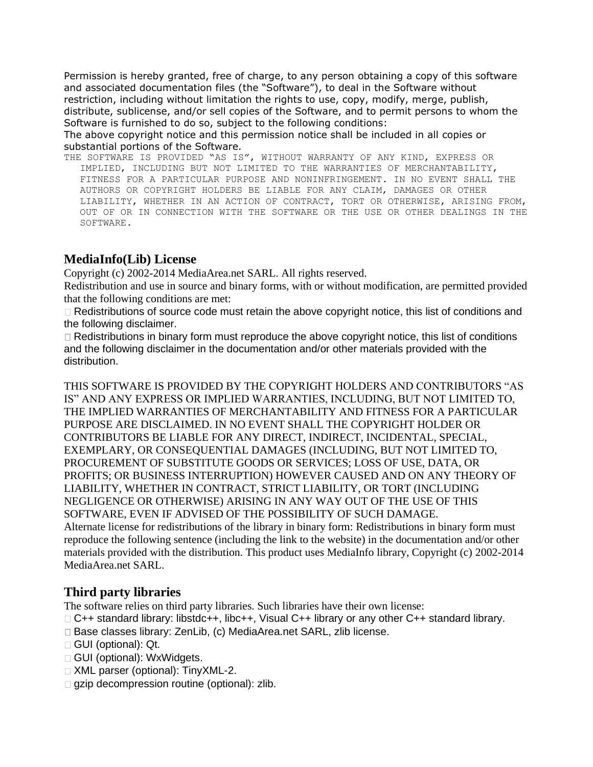Permission is hereby granted, free of charge, to any person obtaining a copy of this software and associated documentation files (the “Software”), to deal in the Software without restriction, including without limitation the rights to use, copy, modify, merge, publish, distribute, sublicense, and/or sell copies of the Software, and to permit persons to whom the Software is furnished to do so, subject to the following conditions:

The above copyright notice and this permission notice shall be included in all copies or substantial portions of the Software.

THE SOFTWARE IS PROVIDED “AS IS”, WITHOUT WARRANTY OF ANY KIND, EXPRESS OR IMPLIED, INCLUDING BUT NOT LIMITED TO THE WARRANTIES OF MERCHANTABILITY, FITNESS FOR A PARTICULAR PURPOSE AND NONINFRINGEMENT. IN NO EVENT SHALL THE AUTHORS OR COPYRIGHT HOLDERS BE LIABLE FOR ANY CLAIM, DAMAGES OR OTHER LIABILITY, WHETHER IN AN ACTION OF CONTRACT, TORT OR OTHERWISE, ARISING FROM, OUT OF OR IN CONNECTION WITH THE SOFTWARE OR THE USE OR OTHER DEALINGS IN THE SOFTWARE.

## MediaInfo(Lib) License

Copyright (c) 2002-2014 MediaArea.net SARL. All rights reserved.

Redistribution and use in source and binary forms, with or without modification, are permitted provided that the following conditions are met:

- Redistributions of source code must retain the above copyright notice, this list of conditions and the following disclaimer.
- Redistributions in binary form must reproduce the above copyright notice, this list of conditions and the following disclaimer in the documentation and/or other materials provided with the distribution.

THIS SOFTWARE IS PROVIDED BY THE COPYRIGHT HOLDERS AND CONTRIBUTORS “AS IS” AND ANY EXPRESS OR IMPLIED WARRANTIES, INCLUDING, BUT NOT LIMITED TO, THE IMPLIED WARRANTIES OF MERCHANTABILITY AND FITNESS FOR A PARTICULAR PURPOSE ARE DISCLAIMED. IN NO EVENT SHALL THE COPYRIGHT HOLDER OR CONTRIBUTORS BE LIABLE FOR ANY DIRECT, INDIRECT, INCIDENTAL, SPECIAL, EXEMPLARY, OR CONSEQUENTIAL DAMAGES (INCLUDING, BUT NOT LIMITED TO, PROCUREMENT OF SUBSTITUTE GOODS OR SERVICES; LOSS OF USE, DATA, OR PROFITS; OR BUSINESS INTERRUPTION) HOWEVER CAUSED AND ON ANY THEORY OF LIABILITY, WHETHER IN CONTRACT, STRICT LIABILITY, OR TORT (INCLUDING NEGLIGENCE OR OTHERWISE) ARISING IN ANY WAY OUT OF THE USE OF THIS SOFTWARE, EVEN IF ADVISED OF THE POSSIBILITY OF SUCH DAMAGE.

Alternate license for redistributions of the library in binary form: Redistributions in binary form must reproduce the following sentence (including the link to the website) in the documentation and/or other materials provided with the distribution. This product uses MediaInfo library, Copyright (c) 2002-2014 MediaArea.net SARL.

## Third party libraries

The software relies on third party libraries. Such libraries have their own license:

- C++ standard library: libstdc++, libc++, Visual C++ library or any other C++ standard library.
- Base classes library: ZenLib, (c) MediaArea.net SARL, zlib license.
- GUI (optional): Qt.
- GUI (optional): WxWidgets.
- XML parser (optional): TinyXML-2.
- gzip decompression routine (optional): zlib.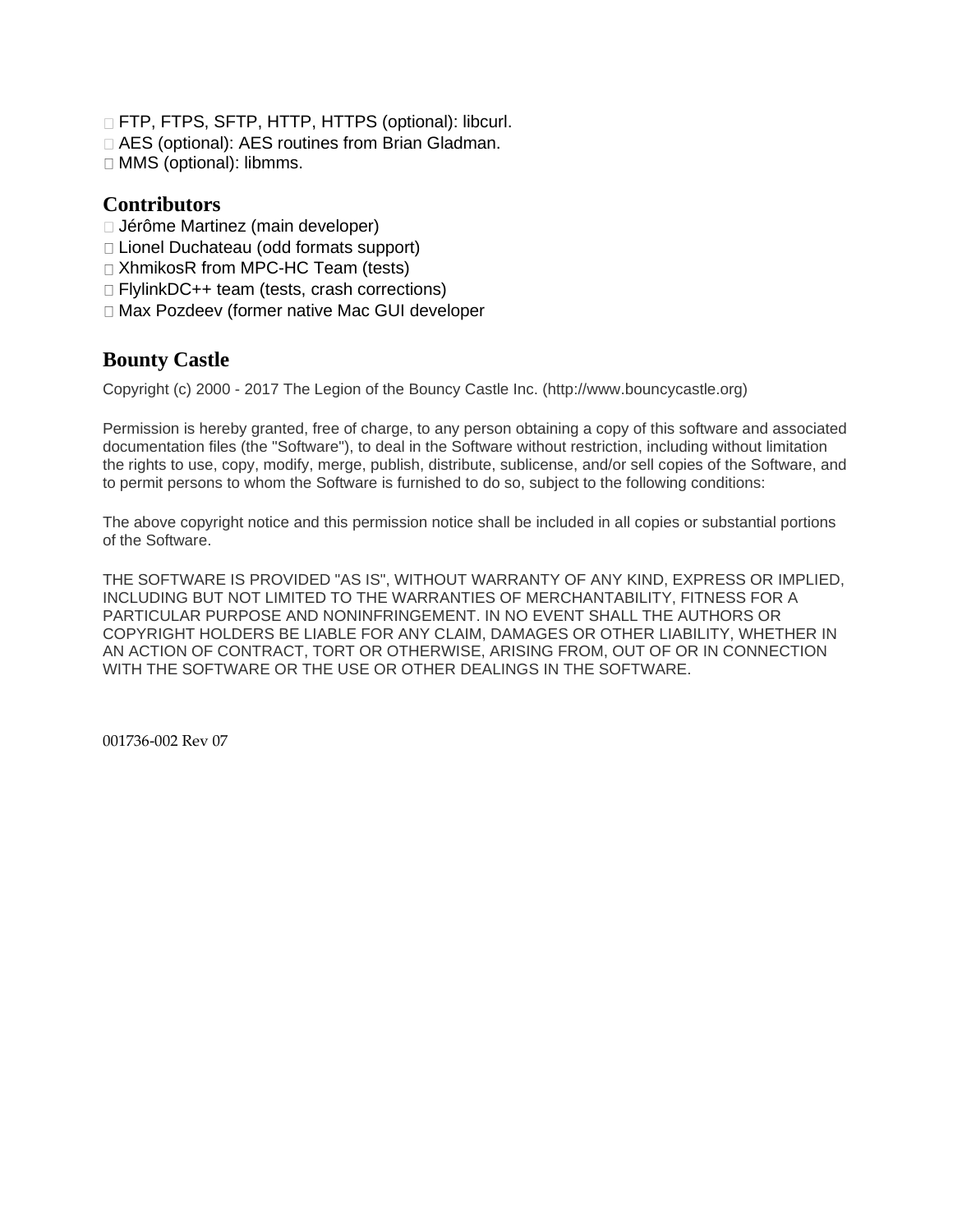- FTP, FTPS, SFTP, HTTP, HTTPS (optional): libcurl.
- AES (optional): AES routines from Brian Gladman.
- MMS (optional): libmms.

## Contributors

- Jérôme Martinez (main developer)
- Lionel Duchateau (odd formats support)
- XhmikosR from MPC-HC Team (tests)
- FlylinkDC++ team (tests, crash corrections)
- Max Pozdeev (former native Mac GUI developer

## Bounty Castle

Copyright (c) 2000 - 2017 The Legion of the Bouncy Castle Inc. (http://www.bouncycastle.org)

Permission is hereby granted, free of charge, to any person obtaining a copy of this software and associated documentation files (the "Software"), to deal in the Software without restriction, including without limitation the rights to use, copy, modify, merge, publish, distribute, sublicense, and/or sell copies of the Software, and to permit persons to whom the Software is furnished to do so, subject to the following conditions:

The above copyright notice and this permission notice shall be included in all copies or substantial portions of the Software.

THE SOFTWARE IS PROVIDED "AS IS", WITHOUT WARRANTY OF ANY KIND, EXPRESS OR IMPLIED, INCLUDING BUT NOT LIMITED TO THE WARRANTIES OF MERCHANTABILITY, FITNESS FOR A PARTICULAR PURPOSE AND NONINFRINGEMENT. IN NO EVENT SHALL THE AUTHORS OR COPYRIGHT HOLDERS BE LIABLE FOR ANY CLAIM, DAMAGES OR OTHER LIABILITY, WHETHER IN AN ACTION OF CONTRACT, TORT OR OTHERWISE, ARISING FROM, OUT OF OR IN CONNECTION WITH THE SOFTWARE OR THE USE OR OTHER DEALINGS IN THE SOFTWARE.

001736-002 Rev 07